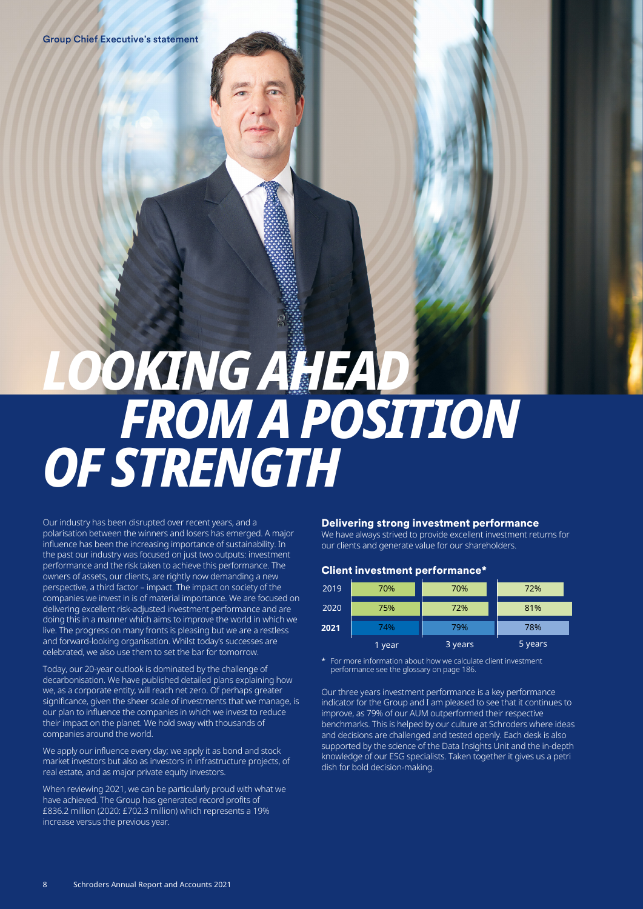# LOOKING AHEAD FROM A POSITION OF STRENGTH

Our industry has been disrupted over recent years, and a polarisation between the winners and losers has emerged. A major influence has been the increasing importance of sustainability. In the past our industry was focused on just two outputs: investment performance and the risk taken to achieve this performance. The owners of assets, our clients, are rightly now demanding a new perspective, a third factor – impact. The impact on society of the companies we invest in is of material importance. We are focused on delivering excellent risk-adjusted investment performance and are doing this in a manner which aims to improve the world in which we live. The progress on many fronts is pleasing but we are a restless and forward-looking organisation. Whilst today's successes are celebrated, we also use them to set the bar for tomorrow.

Today, our 20-year outlook is dominated by the challenge of decarbonisation. We have published detailed plans explaining how we, as a corporate entity, will reach net zero. Of perhaps greater significance, given the sheer scale of investments that we manage, is our plan to influence the companies in which we invest to reduce their impact on the planet. We hold sway with thousands of companies around the world.

We apply our influence every day; we apply it as bond and stock market investors but also as investors in infrastructure projects, of real estate, and as major private equity investors.

When reviewing 2021, we can be particularly proud with what we have achieved. The Group has generated record profits of £836.2 million (2020: £702.3 million) which represents a 19% increase versus the previous year.

## Delivering strong investment performance

We have always strived to provide excellent investment returns for our clients and generate value for our shareholders.

### Client investment performance*

| | 1 year | 3 years | 5 years |
|---|---|---|---|
| 2019 | 70% | 70% | 72% |
| 2020 | 75% | 72% | 81% |
| **2021** | 74% | 79% | 78% |

\* For more information about how we calculate client investment performance see the glossary on page 186.

Our three years investment performance is a key performance indicator for the Group and I am pleased to see that it continues to improve, as 79% of our AUM outperformed their respective benchmarks. This is helped by our culture at Schroders where ideas and decisions are challenged and tested openly. Each desk is also supported by the science of the Data Insights Unit and the in-depth knowledge of our ESG specialists. Taken together it gives us a petri dish for bold decision-making.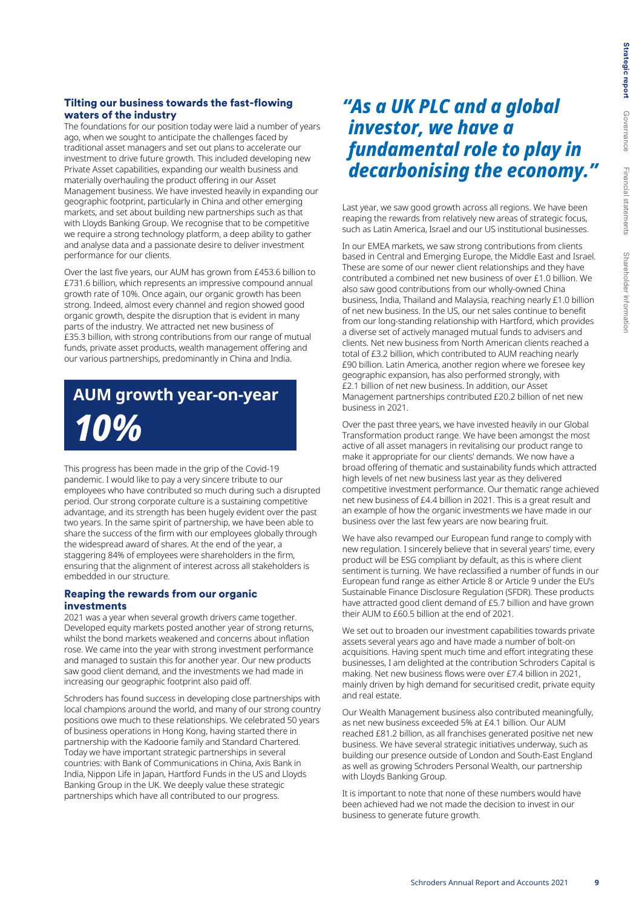### Tilting our business towards the fast-flowing waters of the industry

The foundations for our position today were laid a number of years ago, when we sought to anticipate the challenges faced by traditional asset managers and set out plans to accelerate our investment to drive future growth. This included developing new Private Asset capabilities, expanding our wealth business and materially overhauling the product offering in our Asset Management business. We have invested heavily in expanding our geographic footprint, particularly in China and other emerging markets, and set about building new partnerships such as that with Lloyds Banking Group. We recognise that to be competitive we require a strong technology platform, a deep ability to gather and analyse data and a passionate desire to deliver investment performance for our clients.

Over the last five years, our AUM has grown from £453.6 billion to £731.6 billion, which represents an impressive compound annual growth rate of 10%. Once again, our organic growth has been strong. Indeed, almost every channel and region showed good organic growth, despite the disruption that is evident in many parts of the industry. We attracted net new business of £35.3 billion, with strong contributions from our range of mutual funds, private asset products, wealth management offering and our various partnerships, predominantly in China and India.

**AUM growth year-on-year**

***10%***

This progress has been made in the grip of the Covid-19 pandemic. I would like to pay a very sincere tribute to our employees who have contributed so much during such a disrupted period. Our strong corporate culture is a sustaining competitive advantage, and its strength has been hugely evident over the past two years. In the same spirit of partnership, we have been able to share the success of the firm with our employees globally through the widespread award of shares. At the end of the year, a staggering 84% of employees were shareholders in the firm, ensuring that the alignment of interest across all stakeholders is embedded in our structure.

### Reaping the rewards from our organic investments

2021 was a year when several growth drivers came together. Developed equity markets posted another year of strong returns, whilst the bond markets weakened and concerns about inflation rose. We came into the year with strong investment performance and managed to sustain this for another year. Our new products saw good client demand, and the investments we had made in increasing our geographic footprint also paid off.

Schroders has found success in developing close partnerships with local champions around the world, and many of our strong country positions owe much to these relationships. We celebrated 50 years of business operations in Hong Kong, having started there in partnership with the Kadoorie family and Standard Chartered. Today we have important strategic partnerships in several countries: with Bank of Communications in China, Axis Bank in India, Nippon Life in Japan, Hartford Funds in the US and Lloyds Banking Group in the UK. We deeply value these strategic partnerships which have all contributed to our progress.

> ***"As a UK PLC and a global investor, we have a fundamental role to play in decarbonising the economy."***

Last year, we saw good growth across all regions. We have been reaping the rewards from relatively new areas of strategic focus, such as Latin America, Israel and our US institutional businesses.

In our EMEA markets, we saw strong contributions from clients based in Central and Emerging Europe, the Middle East and Israel. These are some of our newer client relationships and they have contributed a combined net new business of over £1.0 billion. We also saw good contributions from our wholly-owned China business, India, Thailand and Malaysia, reaching nearly £1.0 billion of net new business. In the US, our net sales continue to benefit from our long-standing relationship with Hartford, which provides a diverse set of actively managed mutual funds to advisers and clients. Net new business from North American clients reached a total of £3.2 billion, which contributed to AUM reaching nearly £90 billion. Latin America, another region where we foresee key geographic expansion, has also performed strongly, with £2.1 billion of net new business. In addition, our Asset Management partnerships contributed £20.2 billion of net new business in 2021.

Over the past three years, we have invested heavily in our Global Transformation product range. We have been amongst the most active of all asset managers in revitalising our product range to make it appropriate for our clients' demands. We now have a broad offering of thematic and sustainability funds which attracted high levels of net new business last year as they delivered competitive investment performance. Our thematic range achieved net new business of £4.4 billion in 2021. This is a great result and an example of how the organic investments we have made in our business over the last few years are now bearing fruit.

We have also revamped our European fund range to comply with new regulation. I sincerely believe that in several years' time, every product will be ESG compliant by default, as this is where client sentiment is turning. We have reclassified a number of funds in our European fund range as either Article 8 or Article 9 under the EU's Sustainable Finance Disclosure Regulation (SFDR). These products have attracted good client demand of £5.7 billion and have grown their AUM to £60.5 billion at the end of 2021.

We set out to broaden our investment capabilities towards private assets several years ago and have made a number of bolt-on acquisitions. Having spent much time and effort integrating these businesses, I am delighted at the contribution Schroders Capital is making. Net new business flows were over £7.4 billion in 2021, mainly driven by high demand for securitised credit, private equity and real estate.

Our Wealth Management business also contributed meaningfully, as net new business exceeded 5% at £4.1 billion. Our AUM reached £81.2 billion, as all franchises generated positive net new business. We have several strategic initiatives underway, such as building our presence outside of London and South-East England as well as growing Schroders Personal Wealth, our partnership with Lloyds Banking Group.

It is important to note that none of these numbers would have been achieved had we not made the decision to invest in our business to generate future growth.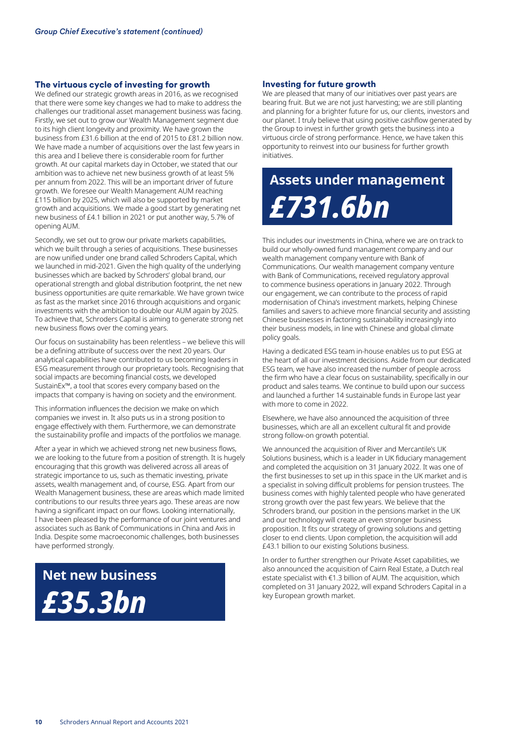*Group Chief Executive's statement (continued)*

## The virtuous cycle of investing for growth

We defined our strategic growth areas in 2016, as we recognised that there were some key changes we had to make to address the challenges our traditional asset management business was facing. Firstly, we set out to grow our Wealth Management segment due to its high client longevity and proximity. We have grown the business from £31.6 billion at the end of 2015 to £81.2 billion now. We have made a number of acquisitions over the last few years in this area and I believe there is considerable room for further growth. At our capital markets day in October, we stated that our ambition was to achieve net new business growth of at least 5% per annum from 2022. This will be an important driver of future growth. We foresee our Wealth Management AUM reaching £115 billion by 2025, which will also be supported by market growth and acquisitions. We made a good start by generating net new business of £4.1 billion in 2021 or put another way, 5.7% of opening AUM.

Secondly, we set out to grow our private markets capabilities, which we built through a series of acquisitions. These businesses are now unified under one brand called Schroders Capital, which we launched in mid-2021. Given the high quality of the underlying businesses which are backed by Schroders' global brand, our operational strength and global distribution footprint, the net new business opportunities are quite remarkable. We have grown twice as fast as the market since 2016 through acquisitions and organic investments with the ambition to double our AUM again by 2025. To achieve that, Schroders Capital is aiming to generate strong net new business flows over the coming years.

Our focus on sustainability has been relentless – we believe this will be a defining attribute of success over the next 20 years. Our analytical capabilities have contributed to us becoming leaders in ESG measurement through our proprietary tools. Recognising that social impacts are becoming financial costs, we developed SustainEx™, a tool that scores every company based on the impacts that company is having on society and the environment.

This information influences the decision we make on which companies we invest in. It also puts us in a strong position to engage effectively with them. Furthermore, we can demonstrate the sustainability profile and impacts of the portfolios we manage.

After a year in which we achieved strong net new business flows, we are looking to the future from a position of strength. It is hugely encouraging that this growth was delivered across all areas of strategic importance to us, such as thematic investing, private assets, wealth management and, of course, ESG. Apart from our Wealth Management business, these are areas which made limited contributions to our results three years ago. These areas are now having a significant impact on our flows. Looking internationally, I have been pleased by the performance of our joint ventures and associates such as Bank of Communications in China and Axis in India. Despite some macroeconomic challenges, both businesses have performed strongly.

**Net new business**

***£35.3bn***

## Investing for future growth

We are pleased that many of our initiatives over past years are bearing fruit. But we are not just harvesting; we are still planting and planning for a brighter future for us, our clients, investors and our planet. I truly believe that using positive cashflow generated by the Group to invest in further growth gets the business into a virtuous circle of strong performance. Hence, we have taken this opportunity to reinvest into our business for further growth initiatives.

**Assets under management**

***£731.6bn***

This includes our investments in China, where we are on track to build our wholly-owned fund management company and our wealth management company venture with Bank of Communications. Our wealth management company venture with Bank of Communications, received regulatory approval to commence business operations in January 2022. Through our engagement, we can contribute to the process of rapid modernisation of China's investment markets, helping Chinese families and savers to achieve more financial security and assisting Chinese businesses in factoring sustainability increasingly into their business models, in line with Chinese and global climate policy goals.

Having a dedicated ESG team in-house enables us to put ESG at the heart of all our investment decisions. Aside from our dedicated ESG team, we have also increased the number of people across the firm who have a clear focus on sustainability, specifically in our product and sales teams. We continue to build upon our success and launched a further 14 sustainable funds in Europe last year with more to come in 2022.

Elsewhere, we have also announced the acquisition of three businesses, which are all an excellent cultural fit and provide strong follow-on growth potential.

We announced the acquisition of River and Mercantile's UK Solutions business, which is a leader in UK fiduciary management and completed the acquisition on 31 January 2022. It was one of the first businesses to set up in this space in the UK market and is a specialist in solving difficult problems for pension trustees. The business comes with highly talented people who have generated strong growth over the past few years. We believe that the Schroders brand, our position in the pensions market in the UK and our technology will create an even stronger business proposition. It fits our strategy of growing solutions and getting closer to end clients. Upon completion, the acquisition will add £43.1 billion to our existing Solutions business.

In order to further strengthen our Private Asset capabilities, we also announced the acquisition of Cairn Real Estate, a Dutch real estate specialist with €1.3 billion of AUM. The acquisition, which completed on 31 January 2022, will expand Schroders Capital in a key European growth market.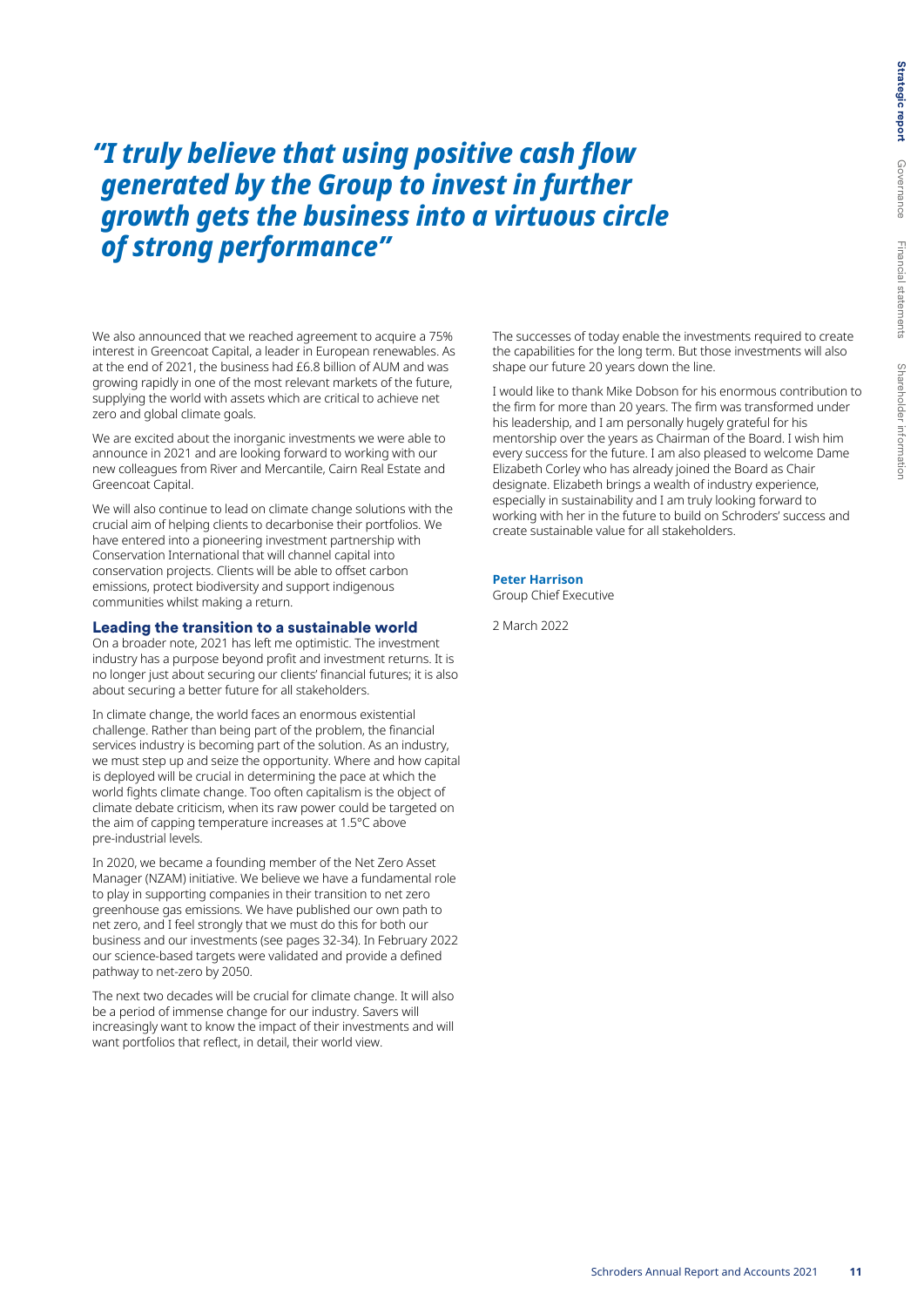*"I truly believe that using positive cash flow generated by the Group to invest in further growth gets the business into a virtuous circle of strong performance"*

We also announced that we reached agreement to acquire a 75% interest in Greencoat Capital, a leader in European renewables. As at the end of 2021, the business had £6.8 billion of AUM and was growing rapidly in one of the most relevant markets of the future, supplying the world with assets which are critical to achieve net zero and global climate goals.

We are excited about the inorganic investments we were able to announce in 2021 and are looking forward to working with our new colleagues from River and Mercantile, Cairn Real Estate and Greencoat Capital.

We will also continue to lead on climate change solutions with the crucial aim of helping clients to decarbonise their portfolios. We have entered into a pioneering investment partnership with Conservation International that will channel capital into conservation projects. Clients will be able to offset carbon emissions, protect biodiversity and support indigenous communities whilst making a return.

## Leading the transition to a sustainable world

On a broader note, 2021 has left me optimistic. The investment industry has a purpose beyond profit and investment returns. It is no longer just about securing our clients' financial futures; it is also about securing a better future for all stakeholders.

In climate change, the world faces an enormous existential challenge. Rather than being part of the problem, the financial services industry is becoming part of the solution. As an industry, we must step up and seize the opportunity. Where and how capital is deployed will be crucial in determining the pace at which the world fights climate change. Too often capitalism is the object of climate debate criticism, when its raw power could be targeted on the aim of capping temperature increases at 1.5°C above pre-industrial levels.

In 2020, we became a founding member of the Net Zero Asset Manager (NZAM) initiative. We believe we have a fundamental role to play in supporting companies in their transition to net zero greenhouse gas emissions. We have published our own path to net zero, and I feel strongly that we must do this for both our business and our investments (see pages 32-34). In February 2022 our science-based targets were validated and provide a defined pathway to net-zero by 2050.

The next two decades will be crucial for climate change. It will also be a period of immense change for our industry. Savers will increasingly want to know the impact of their investments and will want portfolios that reflect, in detail, their world view.

The successes of today enable the investments required to create the capabilities for the long term. But those investments will also shape our future 20 years down the line.

I would like to thank Mike Dobson for his enormous contribution to the firm for more than 20 years. The firm was transformed under his leadership, and I am personally hugely grateful for his mentorship over the years as Chairman of the Board. I wish him every success for the future. I am also pleased to welcome Dame Elizabeth Corley who has already joined the Board as Chair designate. Elizabeth brings a wealth of industry experience, especially in sustainability and I am truly looking forward to working with her in the future to build on Schroders' success and create sustainable value for all stakeholders.

**Peter Harrison**
Group Chief Executive

2 March 2022